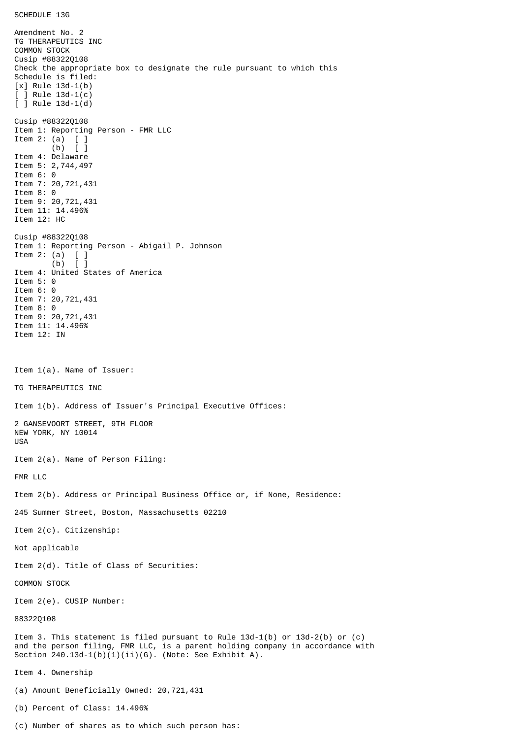SCHEDULE 13G

Amendment No. 2
TG THERAPEUTICS INC
COMMON STOCK
Cusip #88322Q108
Check the appropriate box to designate the rule pursuant to which this
Schedule is filed:
[x] Rule 13d-1(b)
[ ] Rule 13d-1(c)
[ ] Rule 13d-1(d)

Cusip #88322Q108
Item 1: Reporting Person - FMR LLC
Item 2: (a) [ ]
(b) [ ]
Item 4: Delaware
Item 5: 2,744,497
Item 6: 0
Item 7: 20,721,431
Item 8: 0
Item 9: 20,721,431
Item 11: 14.496%
Item 12: HC

Cusip #88322Q108
Item 1: Reporting Person - Abigail P. Johnson
Item 2: (a) [ ]
(b) [ ]
Item 4: United States of America
Item 5: 0
Item 6: 0
Item 7: 20,721,431
Item 8: 0
Item 9: 20,721,431
Item 11: 14.496%
Item 12: IN

Item 1(a). Name of Issuer:

TG THERAPEUTICS INC

Item 1(b). Address of Issuer's Principal Executive Offices:

2 GANSEVOORT STREET, 9TH FLOOR
NEW YORK, NY 10014
USA

Item 2(a). Name of Person Filing:

FMR LLC

Item 2(b). Address or Principal Business Office or, if None, Residence:

245 Summer Street, Boston, Massachusetts 02210

Item 2(c). Citizenship:

Not applicable

Item 2(d). Title of Class of Securities:

COMMON STOCK

Item 2(e). CUSIP Number:

88322Q108

Item 3. This statement is filed pursuant to Rule 13d-1(b) or 13d-2(b) or (c)
and the person filing, FMR LLC, is a parent holding company in accordance with
Section 240.13d-1(b)(1)(ii)(G). (Note: See Exhibit A).

Item 4. Ownership

(a) Amount Beneficially Owned: 20,721,431

(b) Percent of Class: 14.496%

(c) Number of shares as to which such person has: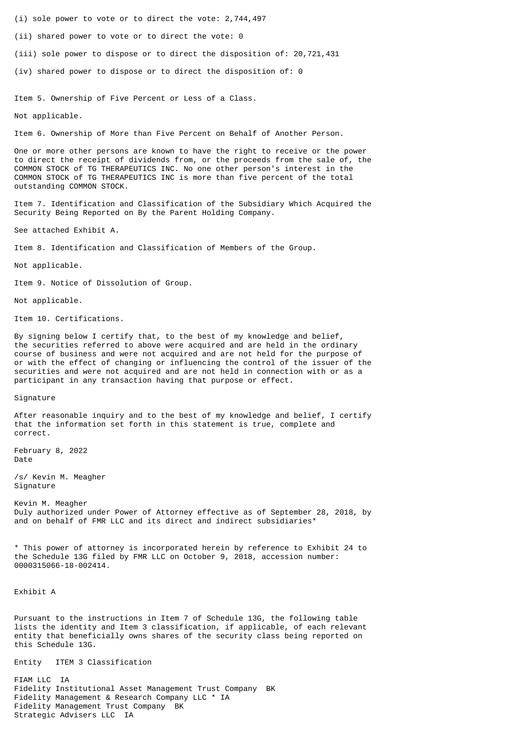(i) sole power to vote or to direct the vote: 2,744,497

(ii) shared power to vote or to direct the vote: 0

(iii) sole power to dispose or to direct the disposition of: 20,721,431

(iv) shared power to dispose or to direct the disposition of: 0

Item 5. Ownership of Five Percent or Less of a Class.

Not applicable.

Item 6. Ownership of More than Five Percent on Behalf of Another Person.

One or more other persons are known to have the right to receive or the power to direct the receipt of dividends from, or the proceeds from the sale of, the COMMON STOCK of TG THERAPEUTICS INC. No one other person's interest in the COMMON STOCK of TG THERAPEUTICS INC is more than five percent of the total outstanding COMMON STOCK.

Item 7. Identification and Classification of the Subsidiary Which Acquired the Security Being Reported on By the Parent Holding Company.

See attached Exhibit A.

Item 8. Identification and Classification of Members of the Group.

Not applicable.

Item 9. Notice of Dissolution of Group.

Not applicable.

Item 10. Certifications.

By signing below I certify that, to the best of my knowledge and belief, the securities referred to above were acquired and are held in the ordinary course of business and were not acquired and are not held for the purpose of or with the effect of changing or influencing the control of the issuer of the securities and were not acquired and are not held in connection with or as a participant in any transaction having that purpose or effect.

Signature

After reasonable inquiry and to the best of my knowledge and belief, I certify that the information set forth in this statement is true, complete and correct.

February 8, 2022
Date

/s/ Kevin M. Meagher
Signature

Kevin M. Meagher
Duly authorized under Power of Attorney effective as of September 28, 2018, by and on behalf of FMR LLC and its direct and indirect subsidiaries*

* This power of attorney is incorporated herein by reference to Exhibit 24 to the Schedule 13G filed by FMR LLC on October 9, 2018, accession number: 0000315066-18-002414.

Exhibit A

Pursuant to the instructions in Item 7 of Schedule 13G, the following table lists the identity and Item 3 classification, if applicable, of each relevant entity that beneficially owns shares of the security class being reported on this Schedule 13G.

| Entity | ITEM 3 Classification |
| --- | --- |
| FIAM LLC | IA |
| Fidelity Institutional Asset Management Trust Company | BK |
| Fidelity Management & Research Company LLC * | IA |
| Fidelity Management Trust Company | BK |
| Strategic Advisers LLC | IA |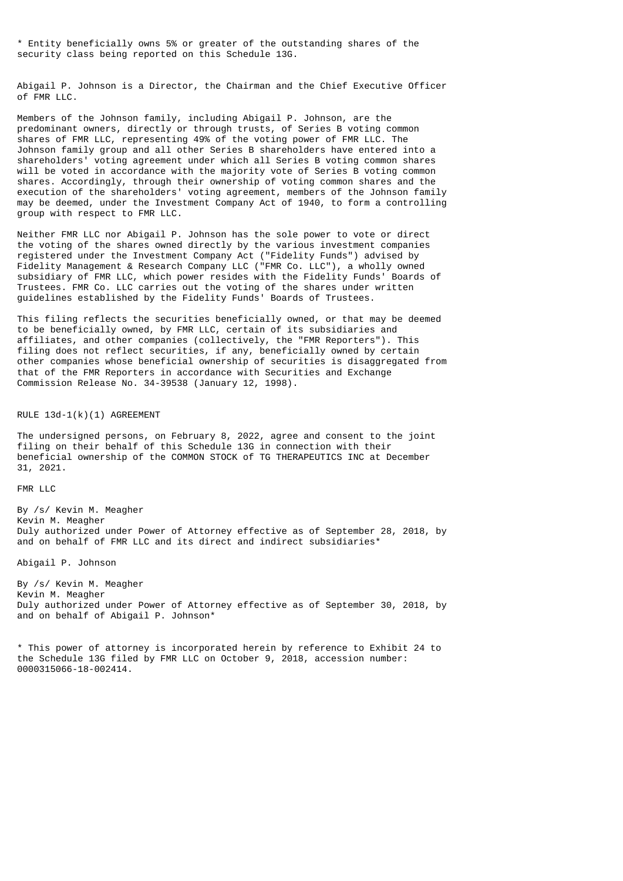* Entity beneficially owns 5% or greater of the outstanding shares of the security class being reported on this Schedule 13G.

Abigail P. Johnson is a Director, the Chairman and the Chief Executive Officer of FMR LLC.

Members of the Johnson family, including Abigail P. Johnson, are the predominant owners, directly or through trusts, of Series B voting common shares of FMR LLC, representing 49% of the voting power of FMR LLC. The Johnson family group and all other Series B shareholders have entered into a shareholders' voting agreement under which all Series B voting common shares will be voted in accordance with the majority vote of Series B voting common shares. Accordingly, through their ownership of voting common shares and the execution of the shareholders' voting agreement, members of the Johnson family may be deemed, under the Investment Company Act of 1940, to form a controlling group with respect to FMR LLC.

Neither FMR LLC nor Abigail P. Johnson has the sole power to vote or direct the voting of the shares owned directly by the various investment companies registered under the Investment Company Act ("Fidelity Funds") advised by Fidelity Management & Research Company LLC ("FMR Co. LLC"), a wholly owned subsidiary of FMR LLC, which power resides with the Fidelity Funds' Boards of Trustees. FMR Co. LLC carries out the voting of the shares under written guidelines established by the Fidelity Funds' Boards of Trustees.

This filing reflects the securities beneficially owned, or that may be deemed to be beneficially owned, by FMR LLC, certain of its subsidiaries and affiliates, and other companies (collectively, the "FMR Reporters"). This filing does not reflect securities, if any, beneficially owned by certain other companies whose beneficial ownership of securities is disaggregated from that of the FMR Reporters in accordance with Securities and Exchange Commission Release No. 34-39538 (January 12, 1998).

RULE 13d-1(k)(1) AGREEMENT

The undersigned persons, on February 8, 2022, agree and consent to the joint filing on their behalf of this Schedule 13G in connection with their beneficial ownership of the COMMON STOCK of TG THERAPEUTICS INC at December 31, 2021.

FMR LLC

By /s/ Kevin M. Meagher
Kevin M. Meagher
Duly authorized under Power of Attorney effective as of September 28, 2018, by and on behalf of FMR LLC and its direct and indirect subsidiaries*

Abigail P. Johnson

By /s/ Kevin M. Meagher
Kevin M. Meagher
Duly authorized under Power of Attorney effective as of September 30, 2018, by and on behalf of Abigail P. Johnson*

* This power of attorney is incorporated herein by reference to Exhibit 24 to the Schedule 13G filed by FMR LLC on October 9, 2018, accession number: 0000315066-18-002414.